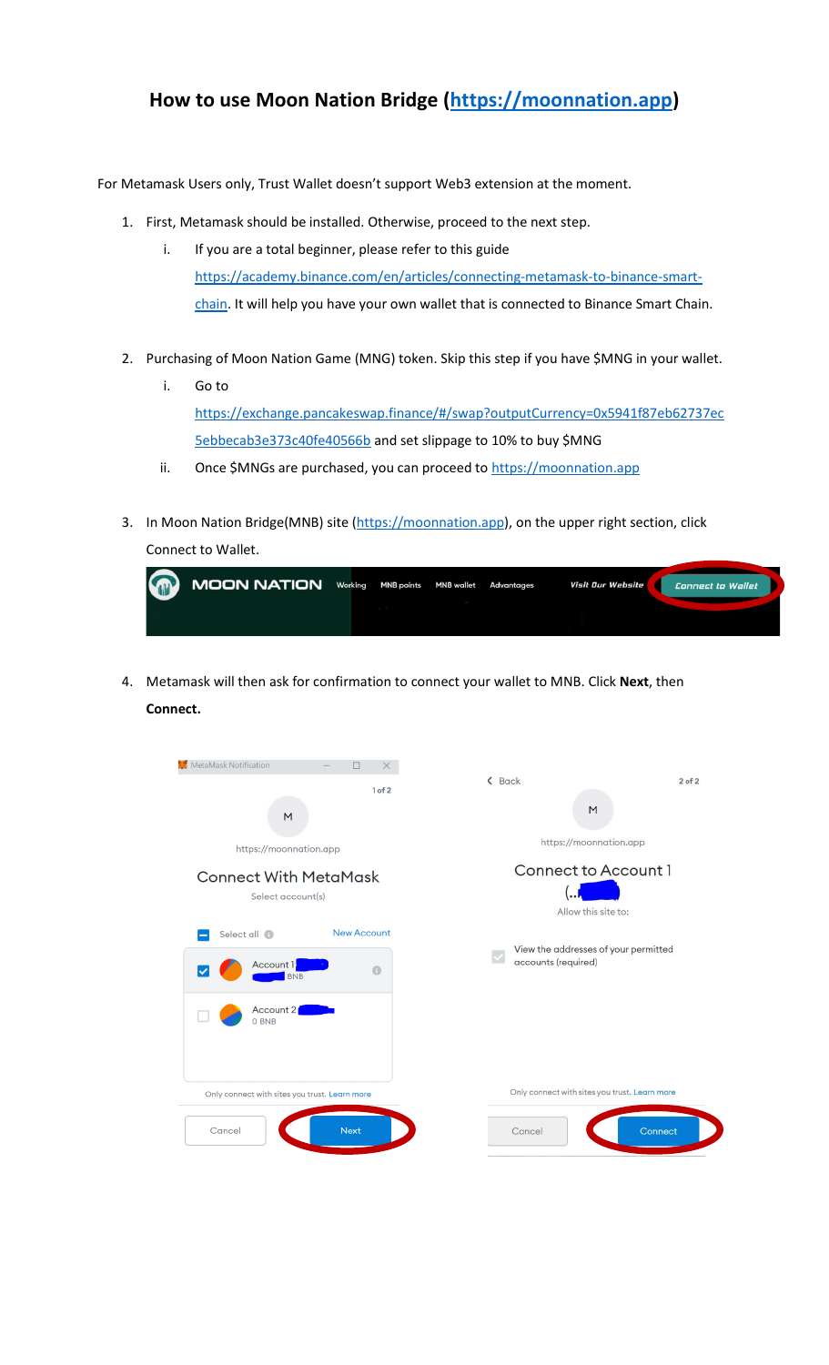# How to use Moon Nation Bridge ([https://moonnation.app](https://moonnation.app))

For Metamask Users only, Trust Wallet doesn't support Web3 extension at the moment.

1. First, Metamask should be installed. Otherwise, proceed to the next step.
   i. If you are a total beginner, please refer to this guide [https://academy.binance.com/en/articles/connecting-metamask-to-binance-smart-chain](https://academy.binance.com/en/articles/connecting-metamask-to-binance-smart-chain). It will help you have your own wallet that is connected to Binance Smart Chain.

2. Purchasing of Moon Nation Game (MNG) token. Skip this step if you have $MNG in your wallet.
   i. Go to [https://exchange.pancakeswap.finance/#/swap?outputCurrency=0x5941f87eb62737ec5ebbecab3e373c40fe40566b](https://exchange.pancakeswap.finance/#/swap?outputCurrency=0x5941f87eb62737ec5ebbecab3e373c40fe40566b) and set slippage to 10% to buy $MNG
   ii. Once $MNGs are purchased, you can proceed to [https://moonnation.app](https://moonnation.app)

3. In Moon Nation Bridge(MNB) site ([https://moonnation.app](https://moonnation.app)), on the upper right section, click Connect to Wallet.

4. Metamask will then ask for confirmation to connect your wallet to MNB. Click **Next**, then **Connect.**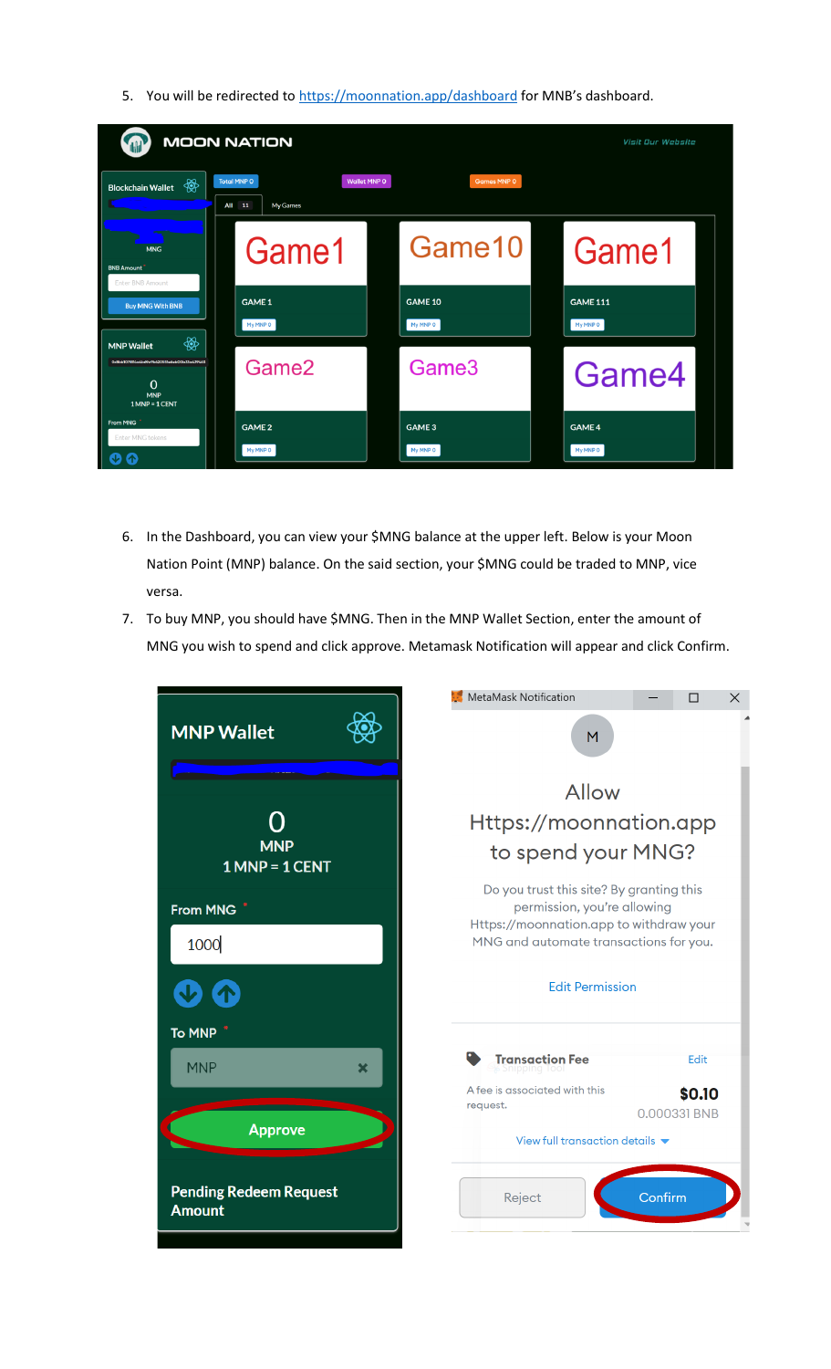5. You will be redirected to [https://moonnation.app/dashboard](https://moonnation.app/dashboard) for MNB's dashboard.

6. In the Dashboard, you can view your $MNG balance at the upper left. Below is your Moon Nation Point (MNP) balance. On the said section, your $MNG could be traded to MNP, vice versa.

7. To buy MNP, you should have $MNG. Then in the MNP Wallet Section, enter the amount of MNG you wish to spend and click approve. Metamask Notification will appear and click Confirm.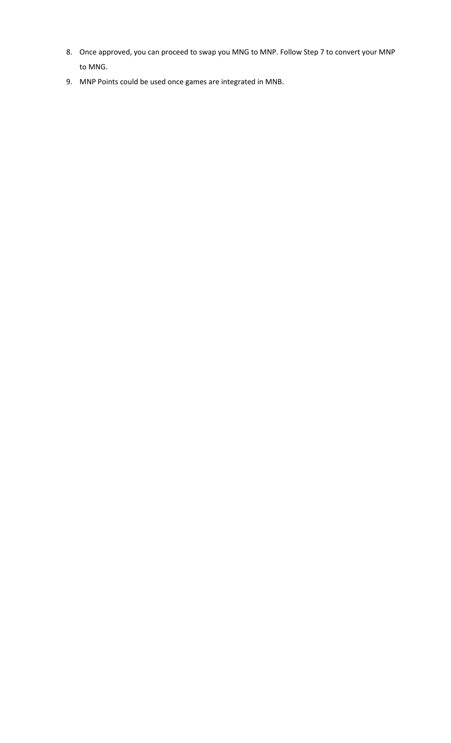8. Once approved, you can proceed to swap you MNG to MNP. Follow Step 7 to convert your MNP to MNG.
9. MNP Points could be used once games are integrated in MNB.